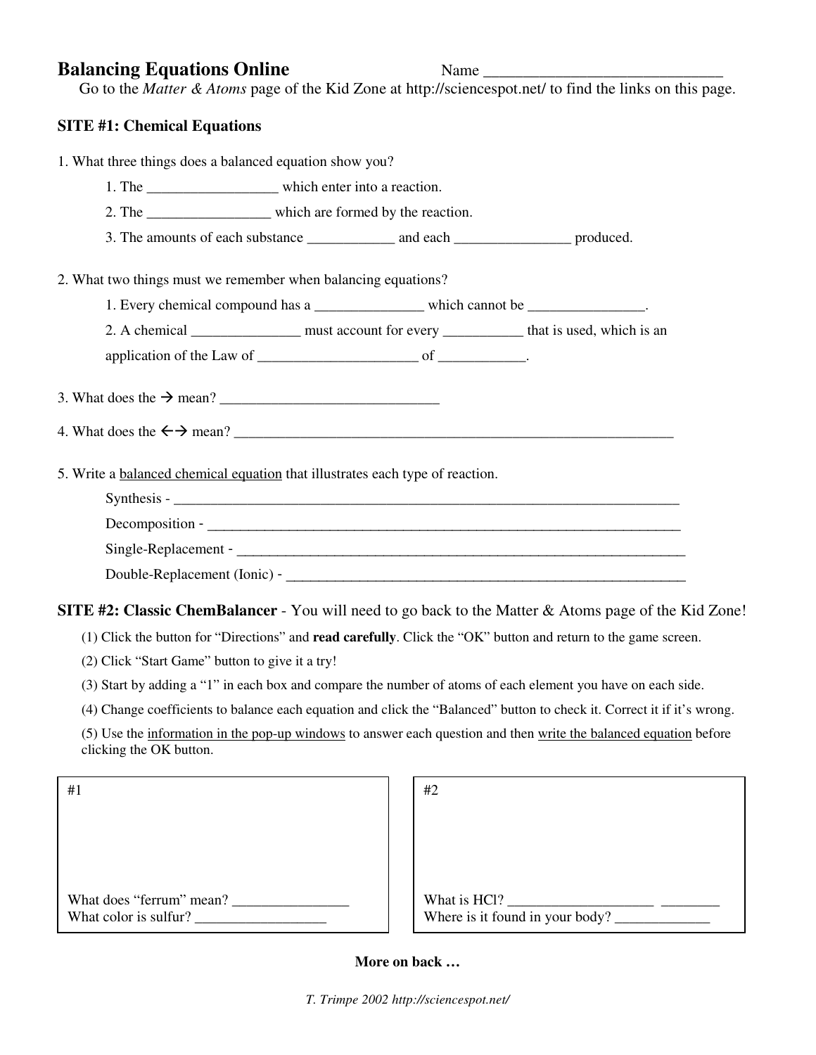# Balancing Equations Online

Name ______________________________

Go to the *Matter & Atoms* page of the Kid Zone at http://sciencespot.net/ to find the links on this page.

## SITE #1: Chemical Equations

1. What three things does a balanced equation show you?

   1. The _________________ which enter into a reaction.
   2. The ________________ which are formed by the reaction.
   3. The amounts of each substance ___________ and each _______________ produced.

2. What two things must we remember when balancing equations?

   1. Every chemical compound has a ______________ which cannot be _______________.
   2. A chemical ______________ must account for every __________ that is used, which is an application of the Law of _____________________ of ___________.

3. What does the → mean? _____________________________

4. What does the ←→ mean? ____________________________________________________________

5. Write a balanced chemical equation that illustrates each type of reaction.

   Synthesis - ______________________________________________________________________

   Decomposition - __________________________________________________________________

   Single-Replacement - ______________________________________________________________

   Double-Replacement (Ionic) - ______________________________________________________

## SITE #2: Classic ChemBalancer - You will need to go back to the Matter & Atoms page of the Kid Zone!

(1) Click the button for "Directions" and **read carefully**. Click the "OK" button and return to the game screen.

(2) Click "Start Game" button to give it a try!

(3) Start by adding a "1" in each box and compare the number of atoms of each element you have on each side.

(4) Change coefficients to balance each equation and click the "Balanced" button to check it. Correct it if it's wrong.

(5) Use the information in the pop-up windows to answer each question and then write the balanced equation before clicking the OK button.

| #1 | #2 |
|---|---|
| What does "ferrum" mean? _______________ | What is HCl? ___________________ ________ |
| What color is sulfur? _________________ | Where is it found in your body? ____________ |

**More on back …**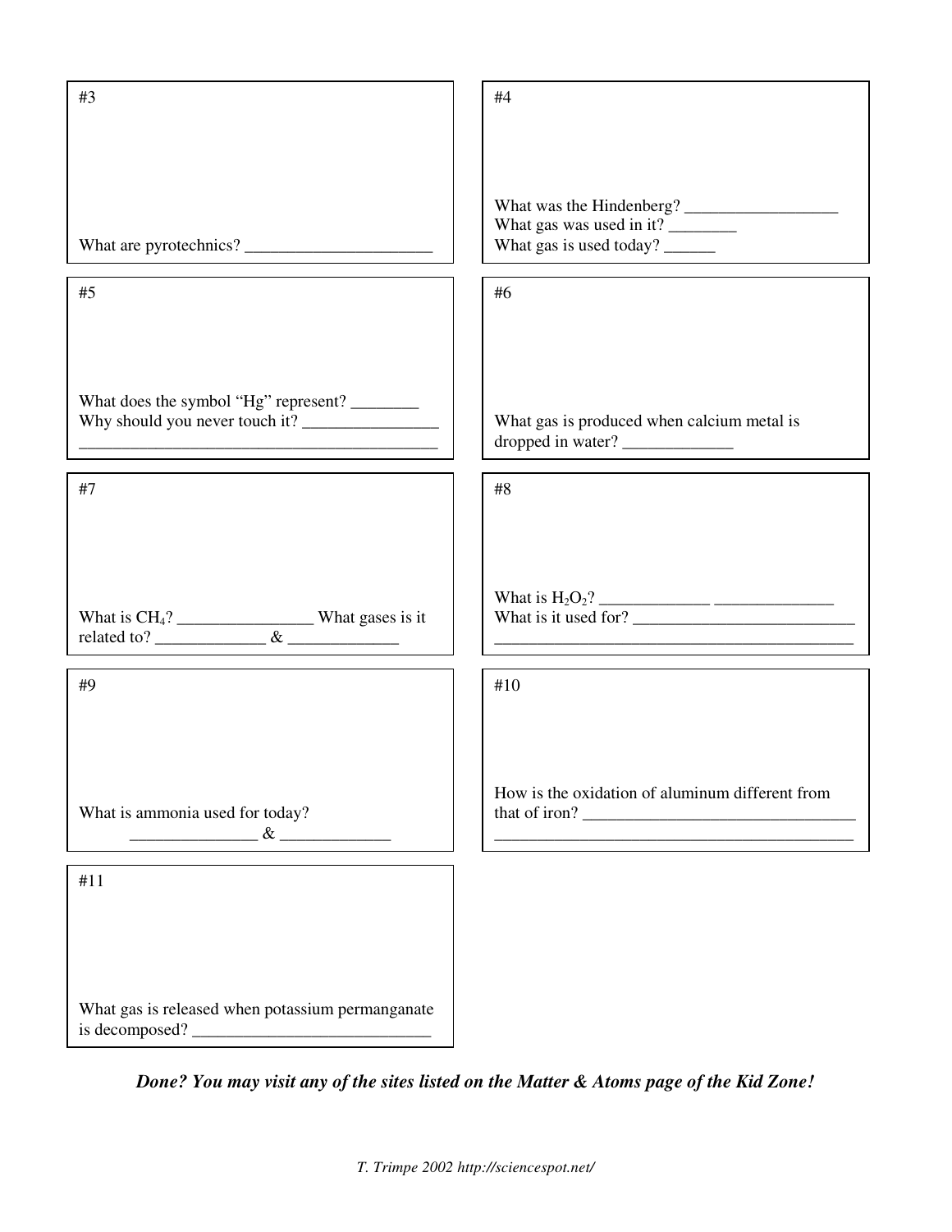#3

What are pyrotechnics? ______________________

#4

What was the Hindenberg? _________________
What gas was used in it? ________
What gas is used today? ______

#5

What does the symbol "Hg" represent? ________
Why should you never touch it? ________________
___________________________________________

#6

What gas is produced when calcium metal is dropped in water? _____________

#7

What is $CH_4$? ________________ What gases is it related to? _____________ & _____________

#8

What is $H_2O_2$? _____________ ______________
What is it used for? __________________________
___________________________________________

#9

What is ammonia used for today?
_______________ & _____________

#10

How is the oxidation of aluminum different from that of iron? ________________________________
___________________________________________

#11

What gas is released when potassium permanganate is decomposed? ____________________________

***Done? You may visit any of the sites listed on the Matter & Atoms page of the Kid Zone!***

*T. Trimpe 2002 http://sciencespot.net/*